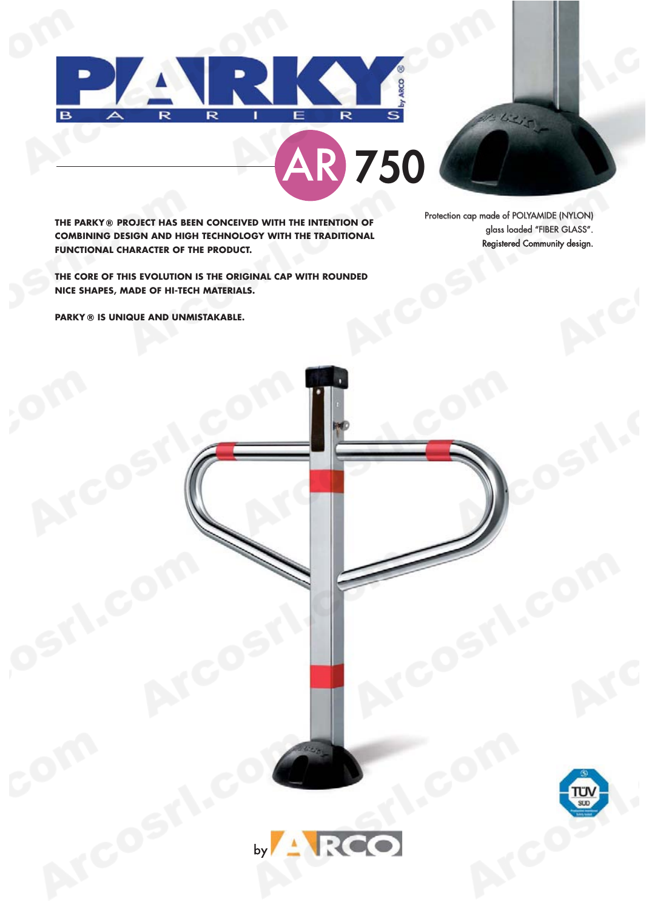# PARKY® BARRIERS

by ARCO

## AR 750

**THE PARKY® PROJECT HAS BEEN CONCEIVED WITH THE INTENTION OF COMBINING DESIGN AND HIGH TECHNOLOGY WITH THE TRADITIONAL FUNCTIONAL CHARACTER OF THE PRODUCT.**

**THE CORE OF THIS EVOLUTION IS THE ORIGINAL CAP WITH ROUNDED NICE SHAPES, MADE OF HI-TECH MATERIALS.**

**PARKY® IS UNIQUE AND UNMISTAKABLE.**

Protection cap made of POLYAMIDE (NYLON) glass loaded "FIBER GLASS". Registered Community design.

by ARCO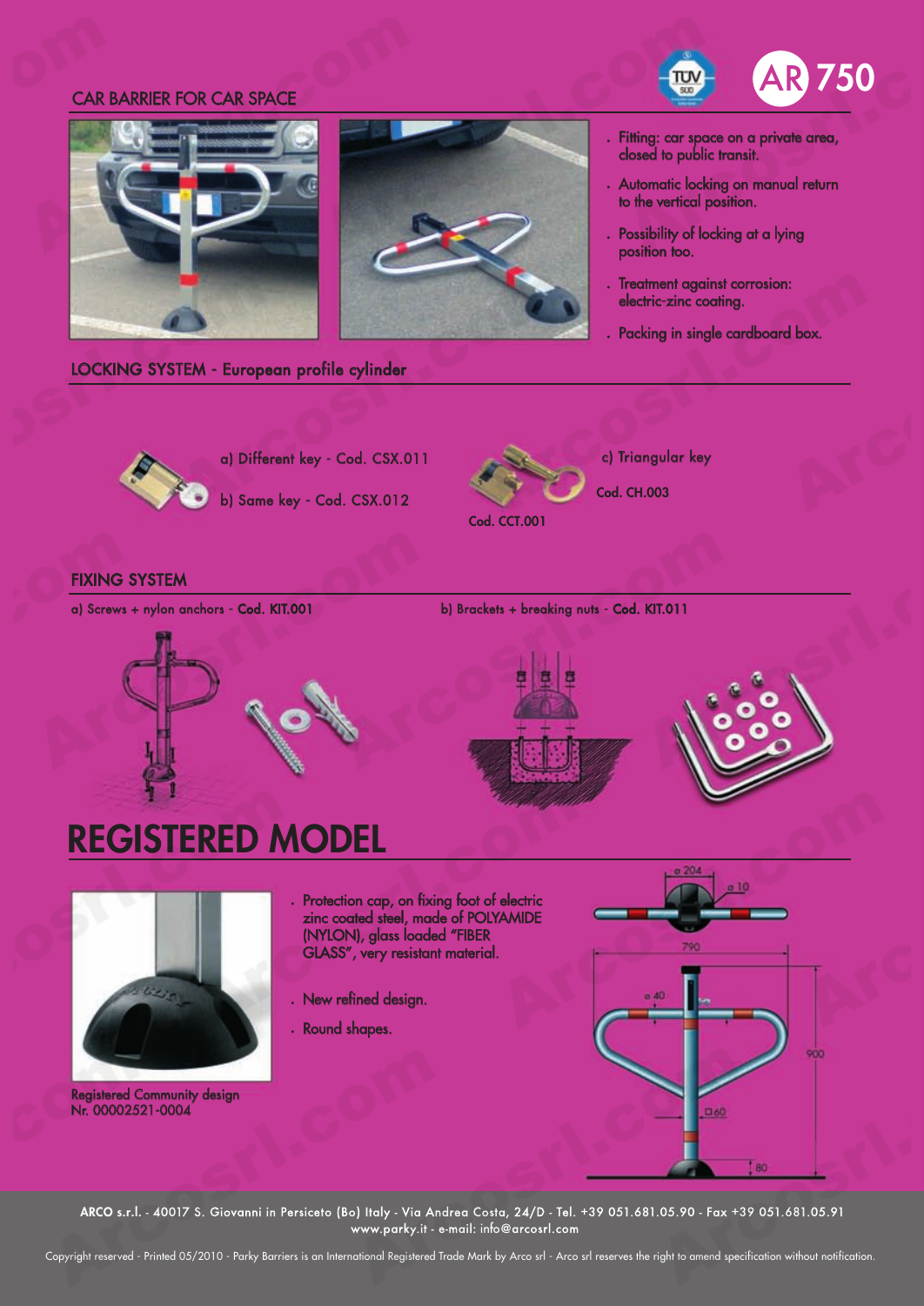# AR 750

## CAR BARRIER FOR CAR SPACE

- Fitting: car space on a private area, closed to public transit.
- Automatic locking on manual return to the vertical position.
- Possibility of locking at a lying position too.
- Treatment against corrosion: electric-zinc coating.
- Packing in single cardboard box.

## LOCKING SYSTEM - European profile cylinder

a) Different key - Cod. CSX.011

b) Same key - Cod. CSX.012

c) Triangular key

Cod. CH.003

Cod. CCT.001

## FIXING SYSTEM

a) Screws + nylon anchors - **Cod. KIT.001**

b) Brackets + breaking nuts - **Cod. KIT.011**

# REGISTERED MODEL

- Protection cap, on fixing foot of electric zinc coated steel, made of POLYAMIDE (NYLON), glass loaded "FIBER GLASS", very resistant material.
- New refined design.
- Round shapes.

Registered Community design
Nr. 00002521-0004

ø 204
ø 10
790
ø 40
900
□60
80

**ARCO s.r.l.** - 40017 S. Giovanni in Persiceto (Bo) Italy - Via Andrea Costa, 24/D - Tel. +39 051.681.05.90 - Fax +39 051.681.05.91
www.parky.it - e-mail: info@arcosrl.com

Copyright reserved - Printed 05/2010 - Parky Barriers is an International Registered Trade Mark by Arco srl - Arco srl reserves the right to amend specification without notification.